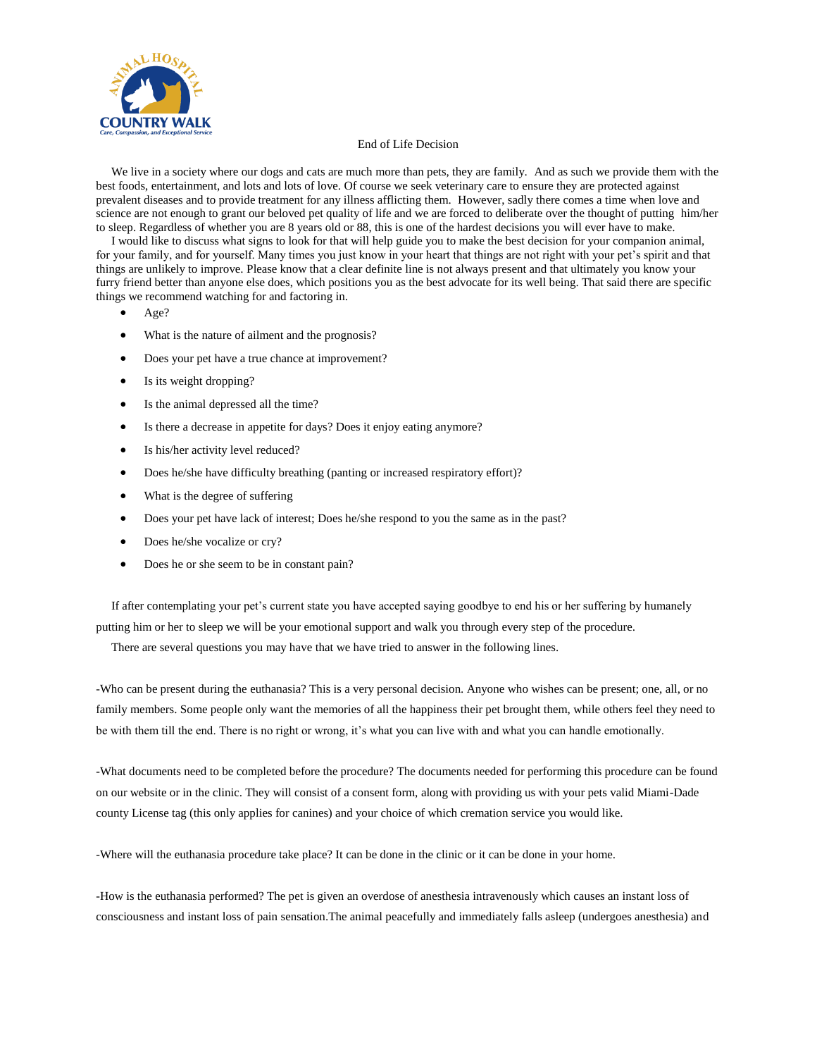# End of Life Decision

We live in a society where our dogs and cats are much more than pets, they are family. And as such we provide them with the best foods, entertainment, and lots and lots of love. Of course we seek veterinary care to ensure they are protected against prevalent diseases and to provide treatment for any illness afflicting them. However, sadly there comes a time when love and science are not enough to grant our beloved pet quality of life and we are forced to deliberate over the thought of putting him/her to sleep. Regardless of whether you are 8 years old or 88, this is one of the hardest decisions you will ever have to make.

I would like to discuss what signs to look for that will help guide you to make the best decision for your companion animal, for your family, and for yourself. Many times you just know in your heart that things are not right with your pet's spirit and that things are unlikely to improve. Please know that a clear definite line is not always present and that ultimately you know your furry friend better than anyone else does, which positions you as the best advocate for its well being. That said there are specific things we recommend watching for and factoring in.

- Age?
- What is the nature of ailment and the prognosis?
- Does your pet have a true chance at improvement?
- Is its weight dropping?
- Is the animal depressed all the time?
- Is there a decrease in appetite for days? Does it enjoy eating anymore?
- Is his/her activity level reduced?
- Does he/she have difficulty breathing (panting or increased respiratory effort)?
- What is the degree of suffering
- Does your pet have lack of interest; Does he/she respond to you the same as in the past?
- Does he/she vocalize or cry?
- Does he or she seem to be in constant pain?

If after contemplating your pet's current state you have accepted saying goodbye to end his or her suffering by humanely putting him or her to sleep we will be your emotional support and walk you through every step of the procedure.

There are several questions you may have that we have tried to answer in the following lines.

-Who can be present during the euthanasia? This is a very personal decision. Anyone who wishes can be present; one, all, or no family members. Some people only want the memories of all the happiness their pet brought them, while others feel they need to be with them till the end. There is no right or wrong, it's what you can live with and what you can handle emotionally.

-What documents need to be completed before the procedure? The documents needed for performing this procedure can be found on our website or in the clinic. They will consist of a consent form, along with providing us with your pets valid Miami-Dade county License tag (this only applies for canines) and your choice of which cremation service you would like.

-Where will the euthanasia procedure take place? It can be done in the clinic or it can be done in your home.

-How is the euthanasia performed? The pet is given an overdose of anesthesia intravenously which causes an instant loss of consciousness and instant loss of pain sensation.The animal peacefully and immediately falls asleep (undergoes anesthesia) and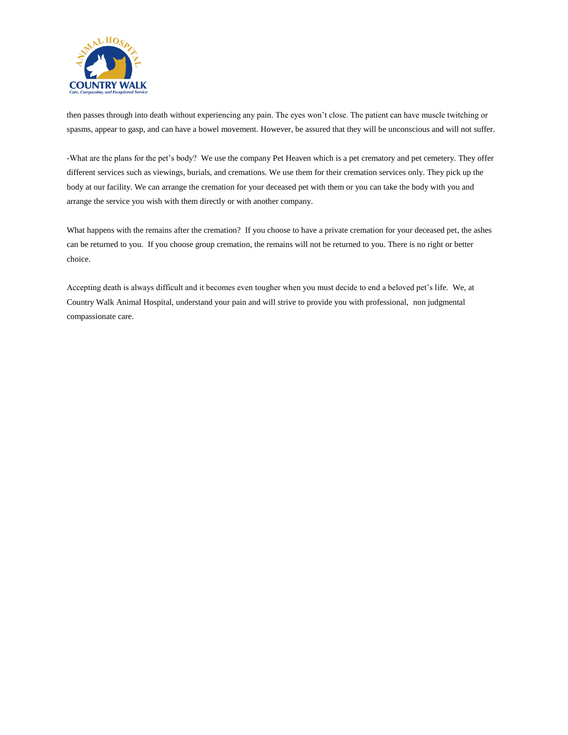then passes through into death without experiencing any pain. The eyes won't close. The patient can have muscle twitching or spasms, appear to gasp, and can have a bowel movement. However, be assured that they will be unconscious and will not suffer.

-What are the plans for the pet's body? We use the company Pet Heaven which is a pet crematory and pet cemetery. They offer different services such as viewings, burials, and cremations. We use them for their cremation services only. They pick up the body at our facility. We can arrange the cremation for your deceased pet with them or you can take the body with you and arrange the service you wish with them directly or with another company.

What happens with the remains after the cremation? If you choose to have a private cremation for your deceased pet, the ashes can be returned to you. If you choose group cremation, the remains will not be returned to you. There is no right or better choice.

Accepting death is always difficult and it becomes even tougher when you must decide to end a beloved pet's life. We, at Country Walk Animal Hospital, understand your pain and will strive to provide you with professional, non judgmental compassionate care.